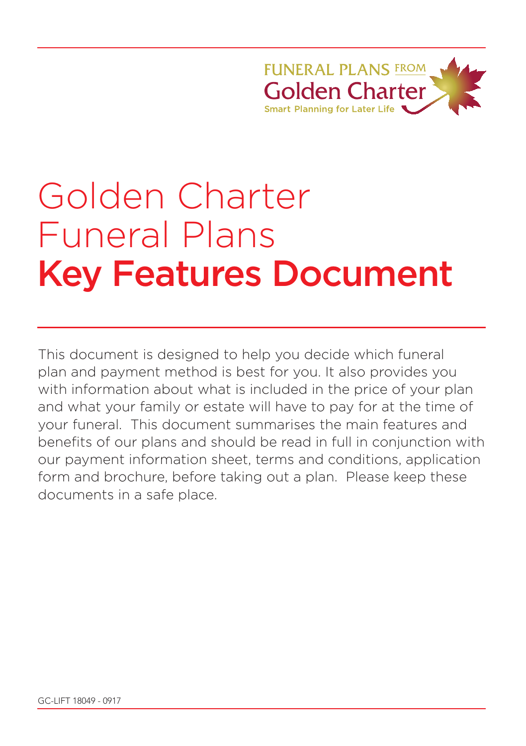FUNERAL PLANS FROM
Golden Charter
Smart Planning for Later Life

# Golden Charter Funeral Plans Key Features Document

This document is designed to help you decide which funeral plan and payment method is best for you. It also provides you with information about what is included in the price of your plan and what your family or estate will have to pay for at the time of your funeral. This document summarises the main features and benefits of our plans and should be read in full in conjunction with our payment information sheet, terms and conditions, application form and brochure, before taking out a plan. Please keep these documents in a safe place.

GC-LIFT 18049 - 0917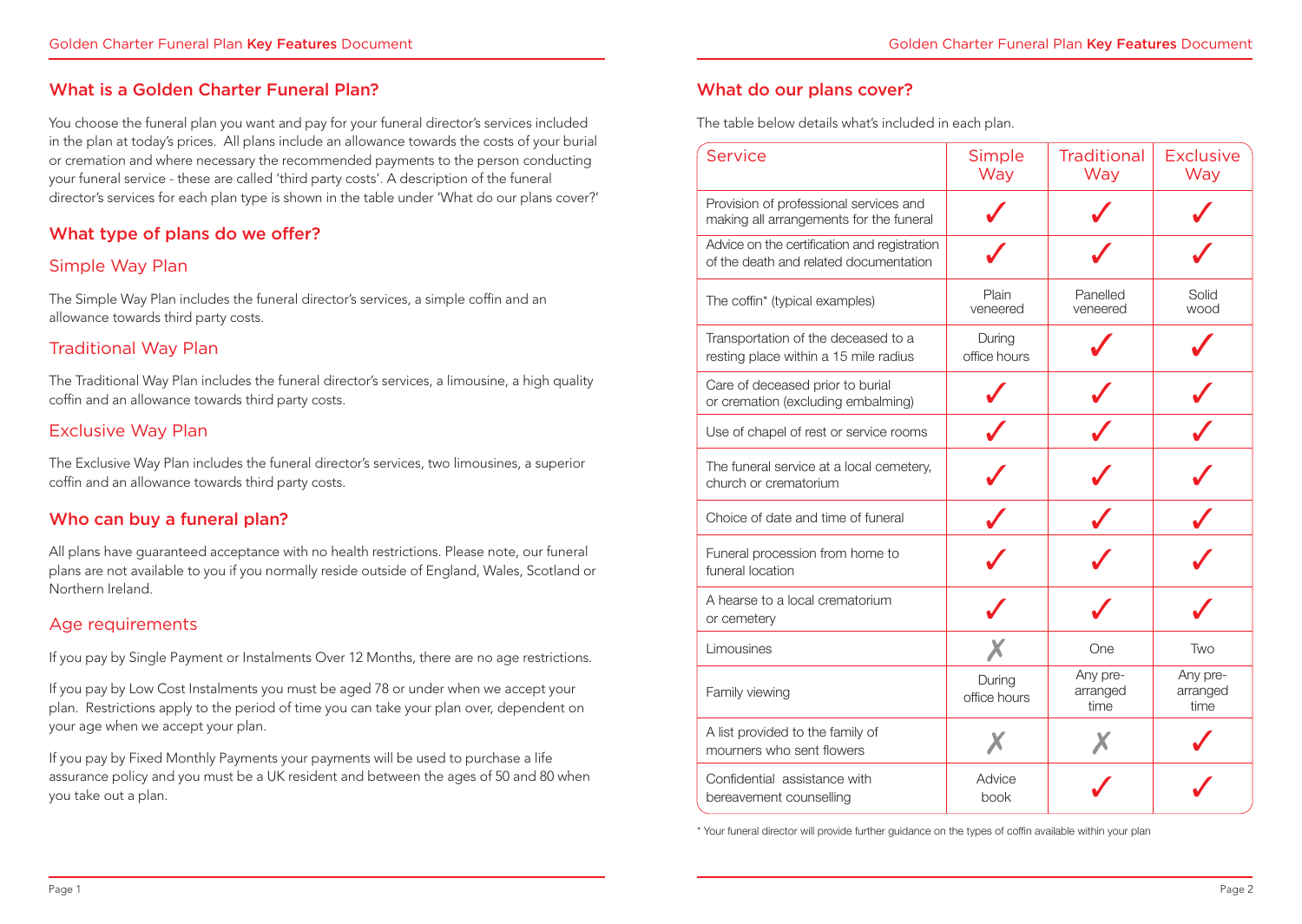## What is a Golden Charter Funeral Plan?

You choose the funeral plan you want and pay for your funeral director's services included in the plan at today's prices. All plans include an allowance towards the costs of your burial or cremation and where necessary the recommended payments to the person conducting your funeral service - these are called 'third party costs'. A description of the funeral director's services for each plan type is shown in the table under 'What do our plans cover?'

## What type of plans do we offer?

### Simple Way Plan

The Simple Way Plan includes the funeral director's services, a simple coffin and an allowance towards third party costs.

### Traditional Way Plan

The Traditional Way Plan includes the funeral director's services, a limousine, a high quality coffin and an allowance towards third party costs.

### Exclusive Way Plan

The Exclusive Way Plan includes the funeral director's services, two limousines, a superior coffin and an allowance towards third party costs.

## Who can buy a funeral plan?

All plans have guaranteed acceptance with no health restrictions. Please note, our funeral plans are not available to you if you normally reside outside of England, Wales, Scotland or Northern Ireland.

### Age requirements

If you pay by Single Payment or Instalments Over 12 Months, there are no age restrictions.

If you pay by Low Cost Instalments you must be aged 78 or under when we accept your plan. Restrictions apply to the period of time you can take your plan over, dependent on your age when we accept your plan.

If you pay by Fixed Monthly Payments your payments will be used to purchase a life assurance policy and you must be a UK resident and between the ages of 50 and 80 when you take out a plan.

## What do our plans cover?

The table below details what's included in each plan.

| Service | Simple Way | Traditional Way | Exclusive Way |
|---|---|---|---|
| Provision of professional services and making all arrangements for the funeral | ✓ | ✓ | ✓ |
| Advice on the certification and registration of the death and related documentation | ✓ | ✓ | ✓ |
| The coffin* (typical examples) | Plain veneered | Panelled veneered | Solid wood |
| Transportation of the deceased to a resting place within a 15 mile radius | During office hours | ✓ | ✓ |
| Care of deceased prior to burial or cremation (excluding embalming) | ✓ | ✓ | ✓ |
| Use of chapel of rest or service rooms | ✓ | ✓ | ✓ |
| The funeral service at a local cemetery, church or crematorium | ✓ | ✓ | ✓ |
| Choice of date and time of funeral | ✓ | ✓ | ✓ |
| Funeral procession from home to funeral location | ✓ | ✓ | ✓ |
| A hearse to a local crematorium or cemetery | ✓ | ✓ | ✓ |
| Limousines | ✗ | One | Two |
| Family viewing | During office hours | Any pre-arranged time | Any pre-arranged time |
| A list provided to the family of mourners who sent flowers | ✗ | ✗ | ✓ |
| Confidential assistance with bereavement counselling | Advice book | ✓ | ✓ |

* Your funeral director will provide further guidance on the types of coffin available within your plan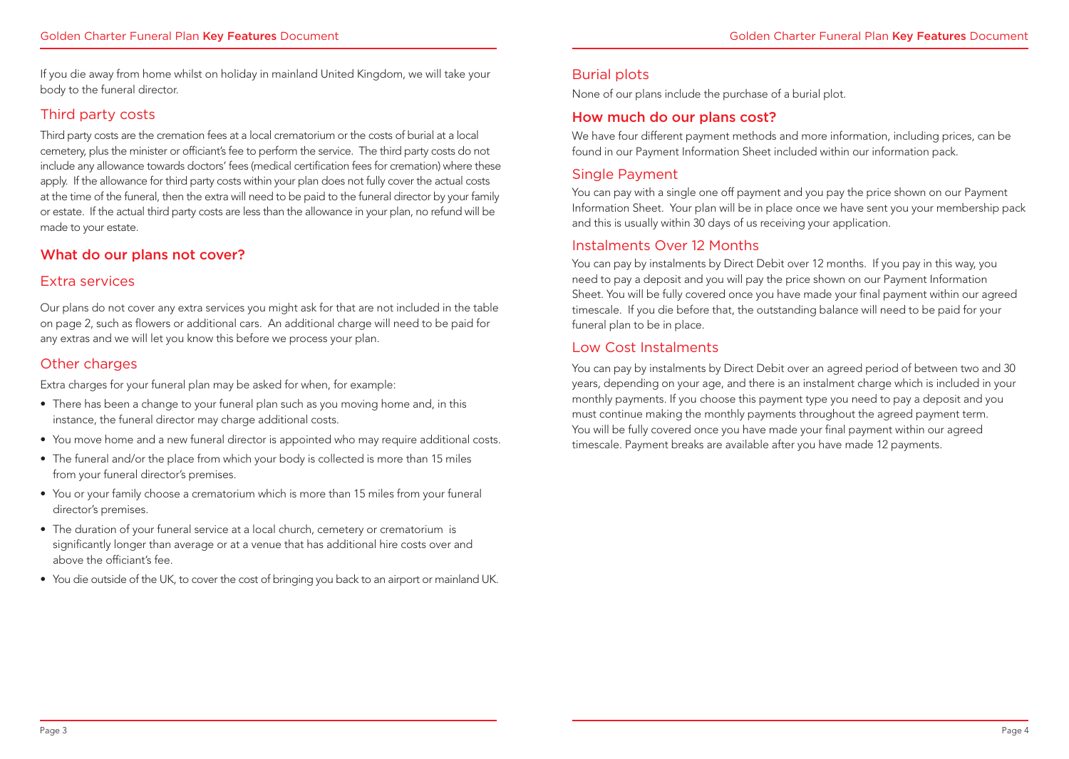If you die away from home whilst on holiday in mainland United Kingdom, we will take your body to the funeral director.

### Third party costs

Third party costs are the cremation fees at a local crematorium or the costs of burial at a local cemetery, plus the minister or officiant's fee to perform the service. The third party costs do not include any allowance towards doctors' fees (medical certification fees for cremation) where these apply. If the allowance for third party costs within your plan does not fully cover the actual costs at the time of the funeral, then the extra will need to be paid to the funeral director by your family or estate. If the actual third party costs are less than the allowance in your plan, no refund will be made to your estate.

## What do our plans not cover?

### Extra services

Our plans do not cover any extra services you might ask for that are not included in the table on page 2, such as flowers or additional cars. An additional charge will need to be paid for any extras and we will let you know this before we process your plan.

### Other charges

Extra charges for your funeral plan may be asked for when, for example:

- There has been a change to your funeral plan such as you moving home and, in this instance, the funeral director may charge additional costs.
- You move home and a new funeral director is appointed who may require additional costs.
- The funeral and/or the place from which your body is collected is more than 15 miles from your funeral director's premises.
- You or your family choose a crematorium which is more than 15 miles from your funeral director's premises.
- The duration of your funeral service at a local church, cemetery or crematorium is significantly longer than average or at a venue that has additional hire costs over and above the officiant's fee.
- You die outside of the UK, to cover the cost of bringing you back to an airport or mainland UK.

### Burial plots

None of our plans include the purchase of a burial plot.

## How much do our plans cost?

We have four different payment methods and more information, including prices, can be found in our Payment Information Sheet included within our information pack.

### Single Payment

You can pay with a single one off payment and you pay the price shown on our Payment Information Sheet. Your plan will be in place once we have sent you your membership pack and this is usually within 30 days of us receiving your application.

### Instalments Over 12 Months

You can pay by instalments by Direct Debit over 12 months. If you pay in this way, you need to pay a deposit and you will pay the price shown on our Payment Information Sheet. You will be fully covered once you have made your final payment within our agreed timescale. If you die before that, the outstanding balance will need to be paid for your funeral plan to be in place.

### Low Cost Instalments

You can pay by instalments by Direct Debit over an agreed period of between two and 30 years, depending on your age, and there is an instalment charge which is included in your monthly payments. If you choose this payment type you need to pay a deposit and you must continue making the monthly payments throughout the agreed payment term. You will be fully covered once you have made your final payment within our agreed timescale. Payment breaks are available after you have made 12 payments.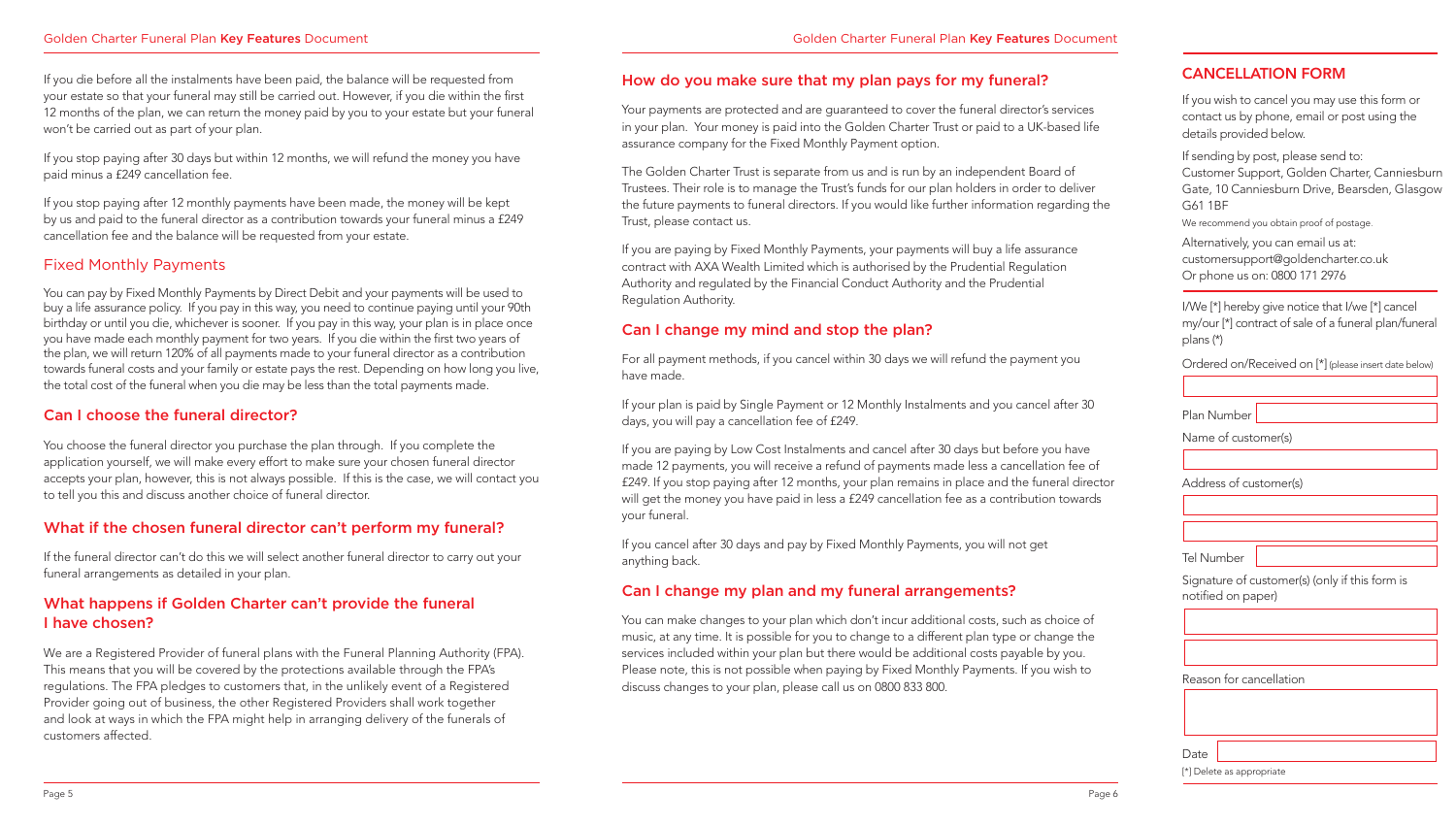If you die before all the instalments have been paid, the balance will be requested from your estate so that your funeral may still be carried out. However, if you die within the first 12 months of the plan, we can return the money paid by you to your estate but your funeral won't be carried out as part of your plan.

If you stop paying after 30 days but within 12 months, we will refund the money you have paid minus a £249 cancellation fee.

If you stop paying after 12 monthly payments have been made, the money will be kept by us and paid to the funeral director as a contribution towards your funeral minus a £249 cancellation fee and the balance will be requested from your estate.

### Fixed Monthly Payments

You can pay by Fixed Monthly Payments by Direct Debit and your payments will be used to buy a life assurance policy. If you pay in this way, you need to continue paying until your 90th birthday or until you die, whichever is sooner. If you pay in this way, your plan is in place once you have made each monthly payment for two years. If you die within the first two years of the plan, we will return 120% of all payments made to your funeral director as a contribution towards funeral costs and your family or estate pays the rest. Depending on how long you live, the total cost of the funeral when you die may be less than the total payments made.

## Can I choose the funeral director?

You choose the funeral director you purchase the plan through. If you complete the application yourself, we will make every effort to make sure your chosen funeral director accepts your plan, however, this is not always possible. If this is the case, we will contact you to tell you this and discuss another choice of funeral director.

## What if the chosen funeral director can't perform my funeral?

If the funeral director can't do this we will select another funeral director to carry out your funeral arrangements as detailed in your plan.

## What happens if Golden Charter can't provide the funeral I have chosen?

We are a Registered Provider of funeral plans with the Funeral Planning Authority (FPA). This means that you will be covered by the protections available through the FPA's regulations. The FPA pledges to customers that, in the unlikely event of a Registered Provider going out of business, the other Registered Providers shall work together and look at ways in which the FPA might help in arranging delivery of the funerals of customers affected.

## How do you make sure that my plan pays for my funeral?

Your payments are protected and are guaranteed to cover the funeral director's services in your plan. Your money is paid into the Golden Charter Trust or paid to a UK-based life assurance company for the Fixed Monthly Payment option.

The Golden Charter Trust is separate from us and is run by an independent Board of Trustees. Their role is to manage the Trust's funds for our plan holders in order to deliver the future payments to funeral directors. If you would like further information regarding the Trust, please contact us.

If you are paying by Fixed Monthly Payments, your payments will buy a life assurance contract with AXA Wealth Limited which is authorised by the Prudential Regulation Authority and regulated by the Financial Conduct Authority and the Prudential Regulation Authority.

## Can I change my mind and stop the plan?

For all payment methods, if you cancel within 30 days we will refund the payment you have made.

If your plan is paid by Single Payment or 12 Monthly Instalments and you cancel after 30 days, you will pay a cancellation fee of £249.

If you are paying by Low Cost Instalments and cancel after 30 days but before you have made 12 payments, you will receive a refund of payments made less a cancellation fee of £249. If you stop paying after 12 months, your plan remains in place and the funeral director will get the money you have paid in less a £249 cancellation fee as a contribution towards your funeral.

If you cancel after 30 days and pay by Fixed Monthly Payments, you will not get anything back.

## Can I change my plan and my funeral arrangements?

You can make changes to your plan which don't incur additional costs, such as choice of music, at any time. It is possible for you to change to a different plan type or change the services included within your plan but there would be additional costs payable by you. Please note, this is not possible when paying by Fixed Monthly Payments. If you wish to discuss changes to your plan, please call us on 0800 833 800.

## CANCELLATION FORM

If you wish to cancel you may use this form or contact us by phone, email or post using the details provided below.

If sending by post, please send to:
Customer Support, Golden Charter, Canniesburn Gate, 10 Canniesburn Drive, Bearsden, Glasgow G61 1BF

We recommend you obtain proof of postage.

Alternatively, you can email us at:
customersupport@goldencharter.co.uk
Or phone us on: 0800 171 2976

I/We [*] hereby give notice that I/we [*] cancel my/our [*] contract of sale of a funeral plan/funeral plans (*)

Ordered on/Received on [*] (please insert date below)

Plan Number

Name of customer(s)

Address of customer(s)

Tel Number

Signature of customer(s) (only if this form is notified on paper)

Reason for cancellation

Date

[*] Delete as appropriate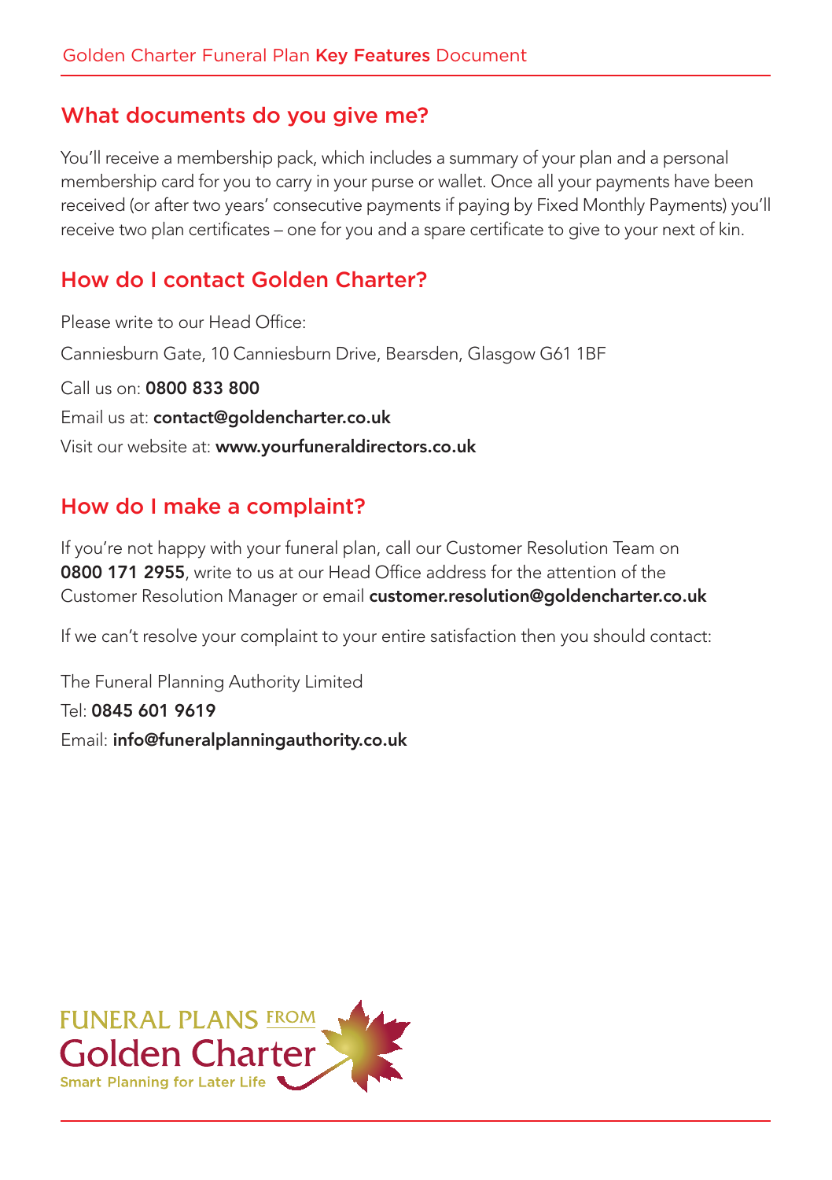## What documents do you give me?

You'll receive a membership pack, which includes a summary of your plan and a personal membership card for you to carry in your purse or wallet. Once all your payments have been received (or after two years' consecutive payments if paying by Fixed Monthly Payments) you'll receive two plan certificates – one for you and a spare certificate to give to your next of kin.

## How do I contact Golden Charter?

Please write to our Head Office:

Canniesburn Gate, 10 Canniesburn Drive, Bearsden, Glasgow G61 1BF

Call us on: **0800 833 800**

Email us at: **contact@goldencharter.co.uk**

Visit our website at: **www.yourfuneraldirectors.co.uk**

## How do I make a complaint?

If you're not happy with your funeral plan, call our Customer Resolution Team on **0800 171 2955**, write to us at our Head Office address for the attention of the Customer Resolution Manager or email **customer.resolution@goldencharter.co.uk**

If we can't resolve your complaint to your entire satisfaction then you should contact:

The Funeral Planning Authority Limited

Tel: **0845 601 9619**

Email: **info@funeralplanningauthority.co.uk**

FUNERAL PLANS FROM
Golden Charter
Smart Planning for Later Life